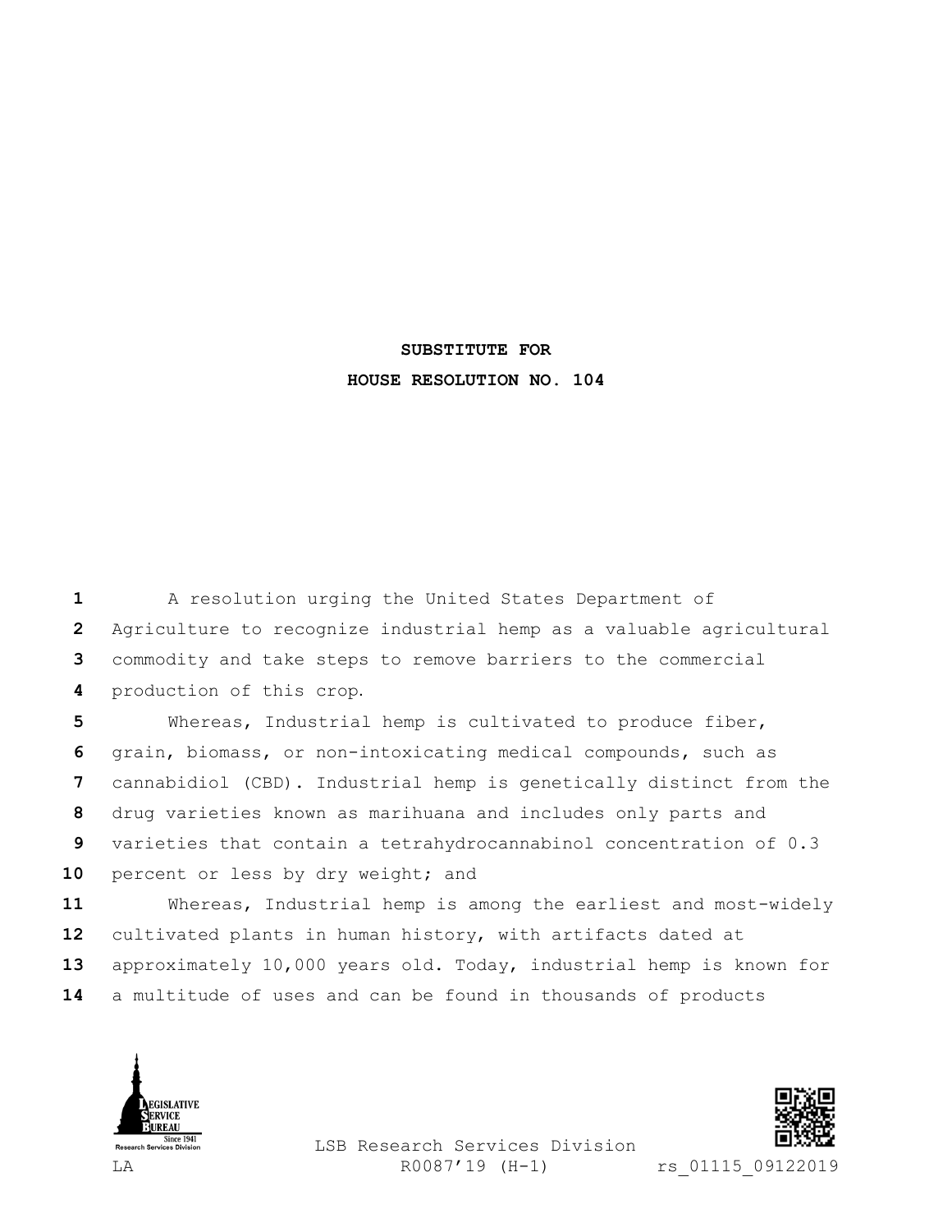**SUBSTITUTE FOR**

**HOUSE RESOLUTION NO. 104**

A resolution urging the United States Department of Agriculture to recognize industrial hemp as a valuable agricultural commodity and take steps to remove barriers to the commercial production of this crop.

Whereas, Industrial hemp is cultivated to produce fiber, grain, biomass, or non-intoxicating medical compounds, such as cannabidiol (CBD). Industrial hemp is genetically distinct from the drug varieties known as marihuana and includes only parts and varieties that contain a tetrahydrocannabinol concentration of 0.3 percent or less by dry weight; and

Whereas, Industrial hemp is among the earliest and most-widely cultivated plants in human history, with artifacts dated at approximately 10,000 years old. Today, industrial hemp is known for a multitude of uses and can be found in thousands of products

LSB Research Services Division

LA R0087'19 (H-1) rs_01115_09122019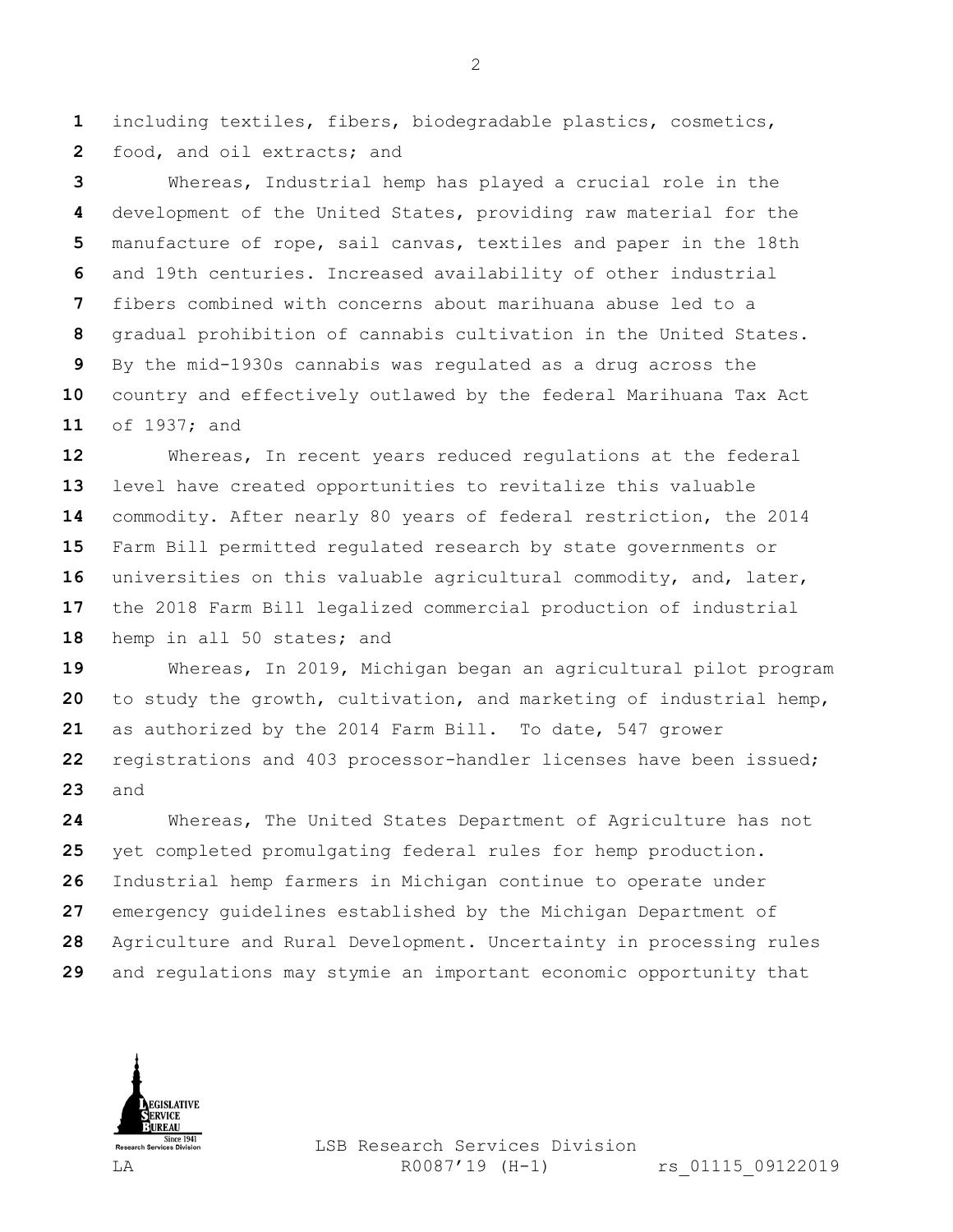including textiles, fibers, biodegradable plastics, cosmetics, food, and oil extracts; and

Whereas, Industrial hemp has played a crucial role in the development of the United States, providing raw material for the manufacture of rope, sail canvas, textiles and paper in the 18th and 19th centuries. Increased availability of other industrial fibers combined with concerns about marihuana abuse led to a gradual prohibition of cannabis cultivation in the United States. By the mid-1930s cannabis was regulated as a drug across the country and effectively outlawed by the federal Marihuana Tax Act of 1937; and

Whereas, In recent years reduced regulations at the federal level have created opportunities to revitalize this valuable commodity. After nearly 80 years of federal restriction, the 2014 Farm Bill permitted regulated research by state governments or universities on this valuable agricultural commodity, and, later, the 2018 Farm Bill legalized commercial production of industrial hemp in all 50 states; and

Whereas, In 2019, Michigan began an agricultural pilot program to study the growth, cultivation, and marketing of industrial hemp, as authorized by the 2014 Farm Bill. To date, 547 grower registrations and 403 processor-handler licenses have been issued; and

Whereas, The United States Department of Agriculture has not yet completed promulgating federal rules for hemp production. Industrial hemp farmers in Michigan continue to operate under emergency guidelines established by the Michigan Department of Agriculture and Rural Development. Uncertainty in processing rules and regulations may stymie an important economic opportunity that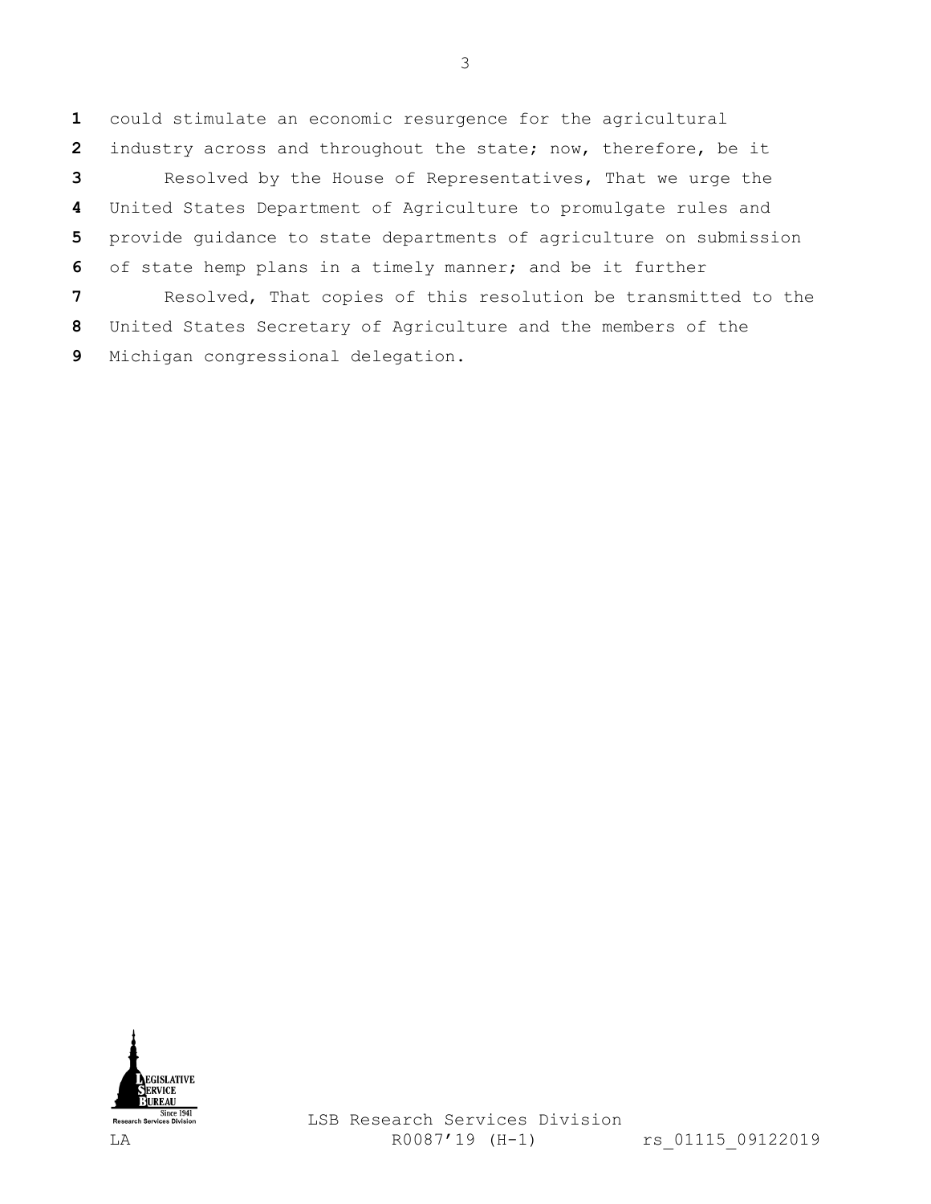could stimulate an economic resurgence for the agricultural industry across and throughout the state; now, therefore, be it

Resolved by the House of Representatives, That we urge the United States Department of Agriculture to promulgate rules and provide guidance to state departments of agriculture on submission of state hemp plans in a timely manner; and be it further

Resolved, That copies of this resolution be transmitted to the United States Secretary of Agriculture and the members of the Michigan congressional delegation.

LSB Research Services Division

LA R0087'19 (H-1) rs_01115_09122019